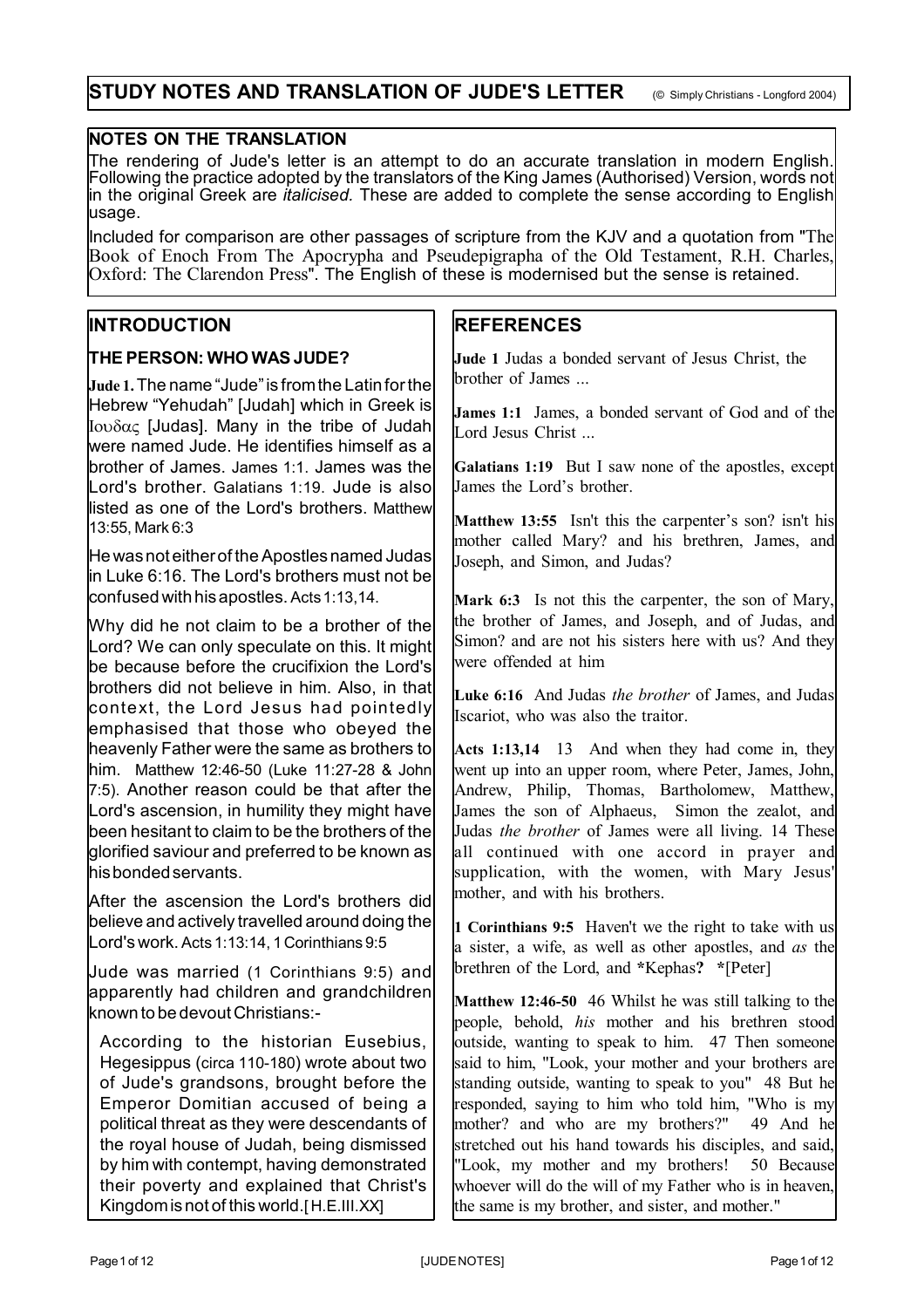# STUDY NOTES AND TRANSLATION OF JUDE'S LETTER

(© Simply Christians - Longford 2004)

## NOTES ON THE TRANSLATION

The rendering of Jude's letter is an attempt to do an accurate translation in modern English. Following the practice adopted by the translators of the King James (Authorised) Version, words not in the original Greek are *italicised.* These are added to complete the sense according to English usage.

Included for comparison are other passages of scripture from the KJV and a quotation from "The Book of Enoch From The Apocrypha and Pseudepigrapha of the Old Testament, R.H. Charles, Oxford: The Clarendon Press". The English of these is modernised but the sense is retained.

## INTRODUCTION

### THE PERSON: WHO WAS JUDE?

**Jude 1.** The name "Jude" is from the Latin for the Hebrew "Yehudah" [Judah] which in Greek is Ιουδας [Judas]. Many in the tribe of Judah were named Jude. He identifies himself as a brother of James. James 1:1. James was the Lord's brother. Galatians 1:19. Jude is also listed as one of the Lord's brothers. Matthew 13:55, Mark 6:3

He was not either of the Apostles named Judas in Luke 6:16. The Lord's brothers must not be confused with his apostles. Acts 1:13,14.

Why did he not claim to be a brother of the Lord? We can only speculate on this. It might be because before the crucifixion the Lord's brothers did not believe in him. Also, in that context, the Lord Jesus had pointedly emphasised that those who obeyed the heavenly Father were the same as brothers to him. Matthew 12:46-50 (Luke 11:27-28 & John 7:5). Another reason could be that after the Lord's ascension, in humility they might have been hesitant to claim to be the brothers of the glorified saviour and preferred to be known as his bonded servants.

After the ascension the Lord's brothers did believe and actively travelled around doing the Lord's work. Acts 1:13:14, 1 Corinthians 9:5

Jude was married (1 Corinthians 9:5) and apparently had children and grandchildren known to be devout Christians:-

> According to the historian Eusebius, Hegesippus (circa 110-180) wrote about two of Jude's grandsons, brought before the Emperor Domitian accused of being a political threat as they were descendants of the royal house of Judah, being dismissed by him with contempt, having demonstrated their poverty and explained that Christ's Kingdom is not of this world.[H.E.III.XX]

## REFERENCES

**Jude 1** Judas a bonded servant of Jesus Christ, the brother of James ...

**James 1:1** James, a bonded servant of God and of the Lord Jesus Christ ...

**Galatians 1:19** But I saw none of the apostles, except James the Lord's brother.

**Matthew 13:55** Isn't this the carpenter's son? isn't his mother called Mary? and his brethren, James, and Joseph, and Simon, and Judas?

**Mark 6:3** Is not this the carpenter, the son of Mary, the brother of James, and Joseph, and of Judas, and Simon? and are not his sisters here with us? And they were offended at him

**Luke 6:16** And Judas *the brother* of James, and Judas Iscariot, who was also the traitor.

**Acts 1:13,14** 13 And when they had come in, they went up into an upper room, where Peter, James, John, Andrew, Philip, Thomas, Bartholomew, Matthew, James the son of Alphaeus, Simon the zealot, and Judas *the brother* of James were all living. 14 These all continued with one accord in prayer and supplication, with the women, with Mary Jesus' mother, and with his brothers.

**1 Corinthians 9:5** Haven't we the right to take with us a sister, a wife, as well as other apostles, and *as* the brethren of the Lord, and *Kephas? *[Peter]

**Matthew 12:46-50** 46 Whilst he was still talking to the people, behold, *his* mother and his brethren stood outside, wanting to speak to him. 47 Then someone said to him, "Look, your mother and your brothers are standing outside, wanting to speak to you" 48 But he responded, saying to him who told him, "Who is my mother? and who are my brothers?" 49 And he stretched out his hand towards his disciples, and said, "Look, my mother and my brothers! 50 Because whoever will do the will of my Father who is in heaven, the same is my brother, and sister, and mother."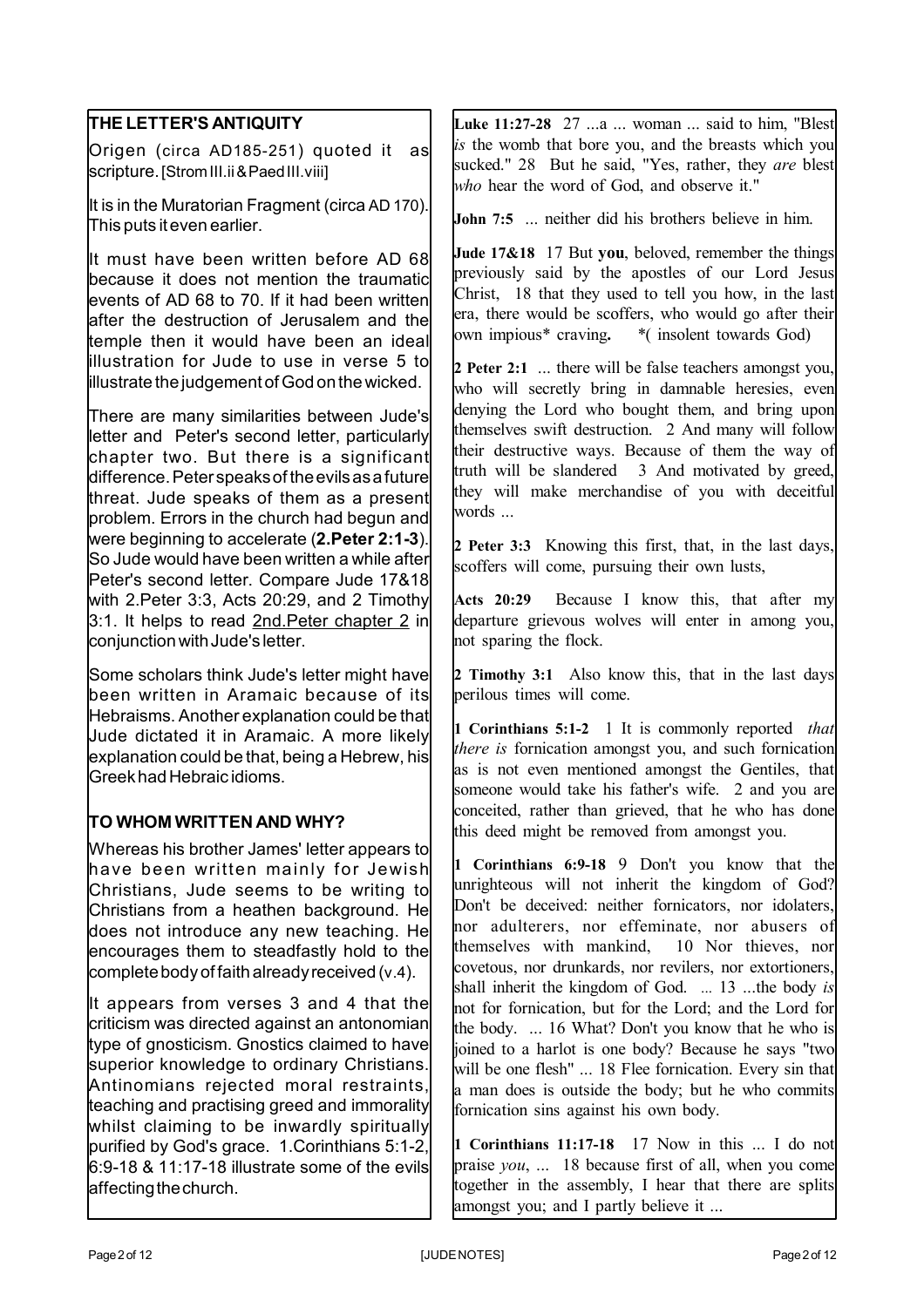## THE LETTER'S ANTIQUITY

Origen (circa AD185-251) quoted it as scripture. [Strom III.ii & Paed III.viii]

It is in the Muratorian Fragment (circa AD 170). This puts it even earlier.

It must have been written before AD 68 because it does not mention the traumatic events of AD 68 to 70. If it had been written after the destruction of Jerusalem and the temple then it would have been an ideal illustration for Jude to use in verse 5 to illustrate the judgement of God on the wicked.

There are many similarities between Jude's letter and Peter's second letter, particularly chapter two. But there is a significant difference. Peter speaks of the evils as a future threat. Jude speaks of them as a present problem. Errors in the church had begun and were beginning to accelerate (**2.Peter 2:1-3**). So Jude would have been written a while after Peter's second letter. Compare Jude 17&18 with 2.Peter 3:3, Acts 20:29, and 2 Timothy 3:1. It helps to read 2nd.Peter chapter 2 in conjunction with Jude's letter.

Some scholars think Jude's letter might have been written in Aramaic because of its Hebraisms. Another explanation could be that Jude dictated it in Aramaic. A more likely explanation could be that, being a Hebrew, his Greek had Hebraic idioms.

## TO WHOM WRITTEN AND WHY?

Whereas his brother James' letter appears to have been written mainly for Jewish Christians, Jude seems to be writing to Christians from a heathen background. He does not introduce any new teaching. He encourages them to steadfastly hold to the complete body of faith already received (v.4).

It appears from verses 3 and 4 that the criticism was directed against an antonomian type of gnosticism. Gnostics claimed to have superior knowledge to ordinary Christians. Antinomians rejected moral restraints, teaching and practising greed and immorality whilst claiming to be inwardly spiritually purified by God's grace. 1.Corinthians 5:1-2, 6:9-18 & 11:17-18 illustrate some of the evils affecting the church.

**Luke 11:27-28** 27 ...a ... woman ... said to him, "Blest *is* the womb that bore you, and the breasts which you sucked." 28 But he said, "Yes, rather, they *are* blest *who* hear the word of God, and observe it."

**John 7:5** ... neither did his brothers believe in him.

**Jude 17&18** 17 But **you**, beloved, remember the things previously said by the apostles of our Lord Jesus Christ, 18 that they used to tell you how, in the last era, there would be scoffers, who would go after their own impious* craving**.** *( insolent towards God)

**2 Peter 2:1** ... there will be false teachers amongst you, who will secretly bring in damnable heresies, even denying the Lord who bought them, and bring upon themselves swift destruction. 2 And many will follow their destructive ways. Because of them the way of truth will be slandered 3 And motivated by greed, they will make merchandise of you with deceitful words ...

**2 Peter 3:3** Knowing this first, that, in the last days, scoffers will come, pursuing their own lusts,

**Acts 20:29** Because I know this, that after my departure grievous wolves will enter in among you, not sparing the flock.

**2 Timothy 3:1** Also know this, that in the last days perilous times will come.

**1 Corinthians 5:1-2** 1 It is commonly reported *that there is* fornication amongst you, and such fornication as is not even mentioned amongst the Gentiles, that someone would take his father's wife. 2 and you are conceited, rather than grieved, that he who has done this deed might be removed from amongst you.

**1 Corinthians 6:9-18** 9 Don't you know that the unrighteous will not inherit the kingdom of God? Don't be deceived: neither fornicators, nor idolaters, nor adulterers, nor effeminate, nor abusers of themselves with mankind, 10 Nor thieves, nor covetous, nor drunkards, nor revilers, nor extortioners, shall inherit the kingdom of God. ... 13 ...the body *is* not for fornication, but for the Lord; and the Lord for the body. ... 16 What? Don't you know that he who is joined to a harlot is one body? Because he says "two will be one flesh" ... 18 Flee fornication. Every sin that a man does is outside the body; but he who commits fornication sins against his own body.

**1 Corinthians 11:17-18** 17 Now in this ... I do not praise *you*, ... 18 because first of all, when you come together in the assembly, I hear that there are splits amongst you; and I partly believe it ...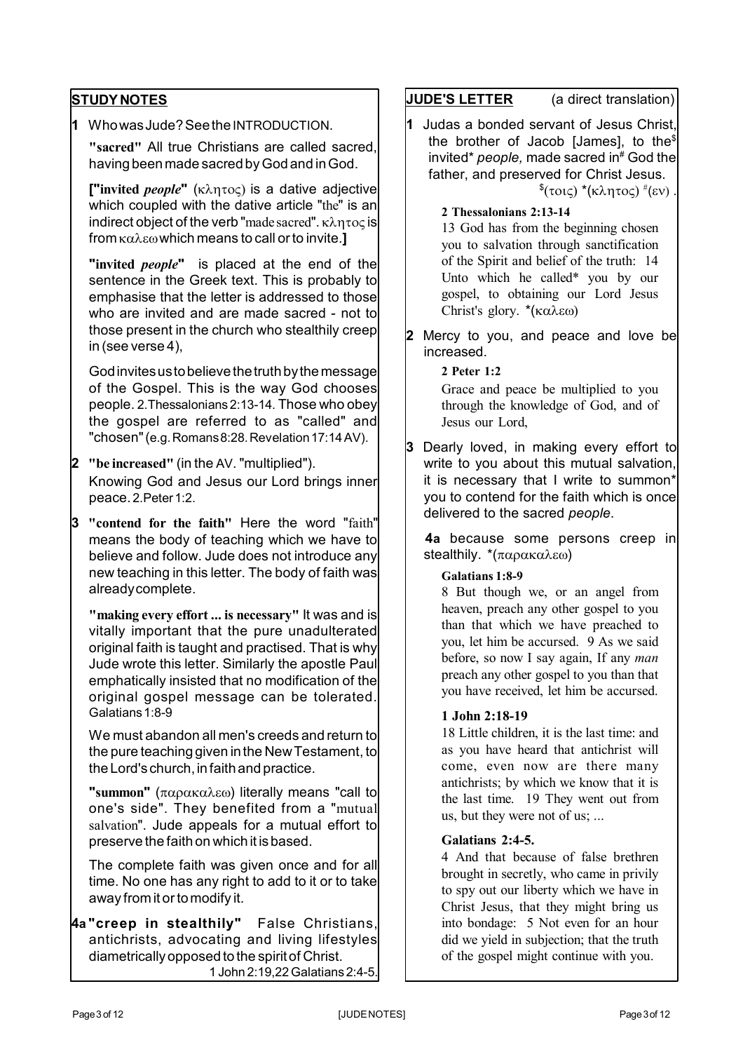## STUDY NOTES

**1** Who was Jude? See the INTRODUCTION.

**"sacred"** All true Christians are called sacred, having been made sacred by God and in God.

**["invited *people*"** (κλητος) is a dative adjective which coupled with the dative article "the" is an indirect object of the verb "made sacred". κλητος is from καλεω which means to call or to invite.**]**

**"invited *people*"** is placed at the end of the sentence in the Greek text. This is probably to emphasise that the letter is addressed to those who are invited and are made sacred - not to those present in the church who stealthily creep in (see verse 4),

God invites us to believe the truth by the message of the Gospel. This is the way God chooses people. 2.Thessalonians 2:13-14. Those who obey the gospel are referred to as "called" and "chosen" (e.g. Romans 8:28. Revelation 17:14 AV).

**2** **"be increased"** (in the AV. "multiplied"). Knowing God and Jesus our Lord brings inner peace. 2.Peter 1:2.

**3** **"contend for the faith"** Here the word "faith" means the body of teaching which we have to believe and follow. Jude does not introduce any new teaching in this letter. The body of faith was already complete.

**"making every effort ... is necessary"** It was and is vitally important that the pure unadulterated original faith is taught and practised. That is why Jude wrote this letter. Similarly the apostle Paul emphatically insisted that no modification of the original gospel message can be tolerated. Galatians 1:8-9

We must abandon all men's creeds and return to the pure teaching given in the New Testament, to the Lord's church, in faith and practice.

**"summon"** (παρακαλεω) literally means "call to one's side". They benefited from a "mutual salvation". Jude appeals for a mutual effort to preserve the faith on which it is based.

The complete faith was given once and for all time. No one has any right to add to it or to take away from it or to modify it.

**4a** **"creep in stealthily"** False Christians, antichrists, advocating and living lifestyles diametrically opposed to the spirit of Christ. 1 John 2:19,22 Galatians 2:4-5.

## JUDE'S LETTER (a direct translation)

**1** Judas a bonded servant of Jesus Christ, the brother of Jacob [James], to the$ invited* *people,* made sacred in# God the father, and preserved for Christ Jesus. $(τοις) *(κλητος) #(εν) .

**2 Thessalonians 2:13-14**
13 God has from the beginning chosen you to salvation through sanctification of the Spirit and belief of the truth: 14 Unto which he called* you by our gospel, to obtaining our Lord Jesus Christ's glory. *(καλεω)

**2** Mercy to you, and peace and love be increased.

**2 Peter 1:2**
Grace and peace be multiplied to you through the knowledge of God, and of Jesus our Lord,

**3** Dearly loved, in making every effort to write to you about this mutual salvation, it is necessary that I write to summon* you to contend for the faith which is once delivered to the sacred *people*.

**4a** because some persons creep in stealthily. *(παρακαλεω)

**Galatians 1:8-9**
8 But though we, or an angel from heaven, preach any other gospel to you than that which we have preached to you, let him be accursed. 9 As we said before, so now I say again, If any *man* preach any other gospel to you than that you have received, let him be accursed.

**1 John 2:18-19**
18 Little children, it is the last time: and as you have heard that antichrist will come, even now are there many antichrists; by which we know that it is the last time. 19 They went out from us, but they were not of us; ...

**Galatians 2:4-5.**
4 And that because of false brethren brought in secretly, who came in privily to spy out our liberty which we have in Christ Jesus, that they might bring us into bondage: 5 Not even for an hour did we yield in subjection; that the truth of the gospel might continue with you.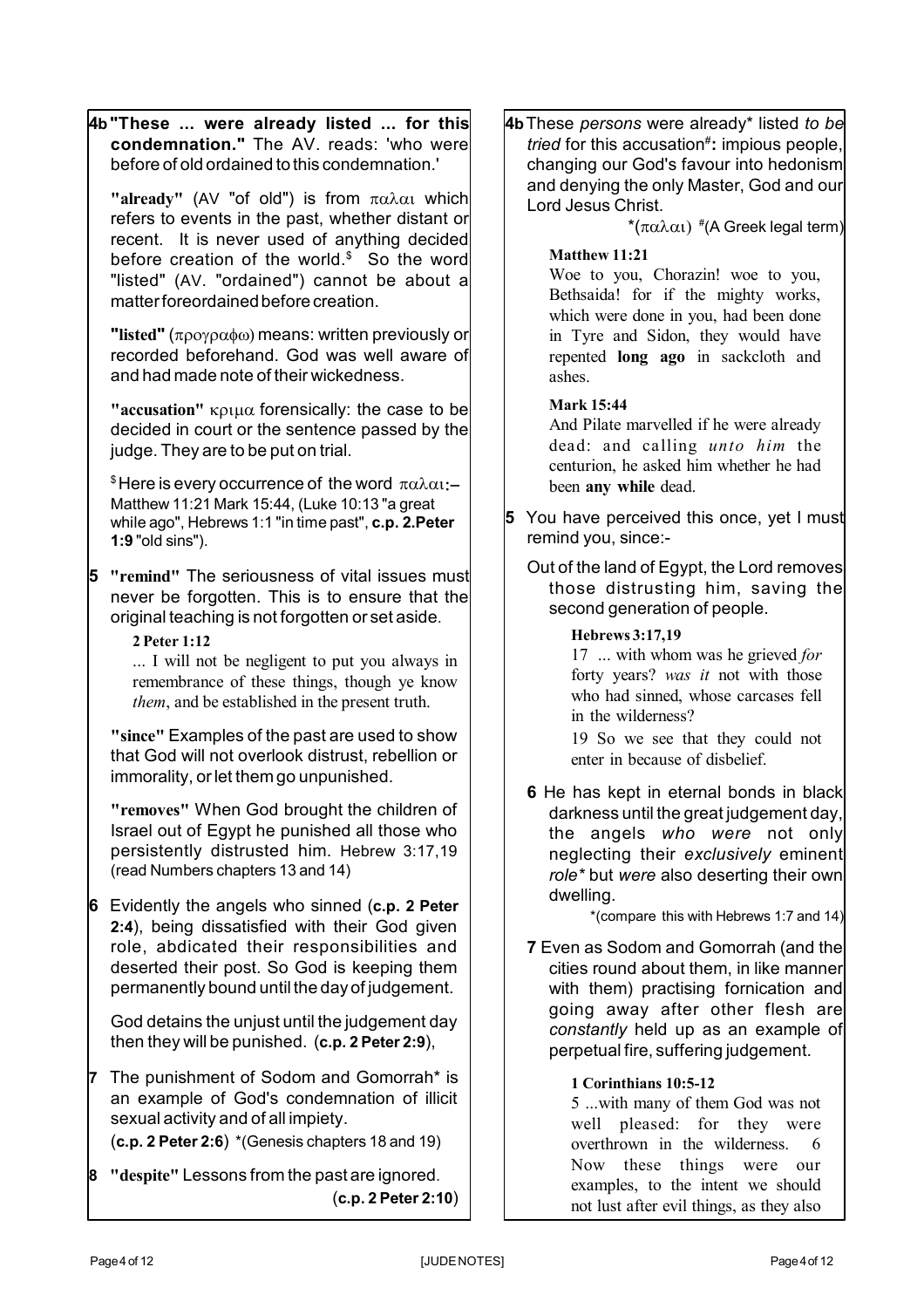**4b "These ... were already listed ... for this condemnation."** The AV. reads: 'who were before of old ordained to this condemnation.'

**"already"** (AV "of old") is from παλαι which refers to events in the past, whether distant or recent. It is never used of anything decided before creation of the world.$ So the word "listed" (AV. "ordained") cannot be about a matter foreordained before creation.

**"listed"** (προγραφω) means: written previously or recorded beforehand. God was well aware of and had made note of their wickedness.

**"accusation"** κριμα forensically: the case to be decided in court or the sentence passed by the judge. They are to be put on trial.

$ Here is every occurrence of the word παλαι:– Matthew 11:21 Mark 15:44, (Luke 10:13 "a great while ago", Hebrews 1:1 "in time past", **c.p. 2.Peter 1:9** "old sins").

**5 "remind"** The seriousness of vital issues must never be forgotten. This is to ensure that the original teaching is not forgotten or set aside.

> **2 Peter 1:12**
> ... I will not be negligent to put you always in remembrance of these things, though ye know *them*, and be established in the present truth.

**"since"** Examples of the past are used to show that God will not overlook distrust, rebellion or immorality, or let them go unpunished.

**"removes"** When God brought the children of Israel out of Egypt he punished all those who persistently distrusted him. Hebrew 3:17,19 (read Numbers chapters 13 and 14)

**6** Evidently the angels who sinned (**c.p. 2 Peter 2:4**), being dissatisfied with their God given role, abdicated their responsibilities and deserted their post. So God is keeping them permanently bound until the day of judgement.

God detains the unjust until the judgement day then they will be punished. (**c.p. 2 Peter 2:9**),

**7** The punishment of Sodom and Gomorrah* is an example of God's condemnation of illicit sexual activity and of all impiety.
(**c.p. 2 Peter 2:6**) *(Genesis chapters 18 and 19)

**8 "despite"** Lessons from the past are ignored.
(**c.p. 2 Peter 2:10**)

---

**4b** These *persons* were already* listed *to be tried* for this accusation#**:** impious people, changing our God's favour into hedonism and denying the only Master, God and our Lord Jesus Christ.

*(παλαι) #(A Greek legal term)

> **Matthew 11:21**
> Woe to you, Chorazin! woe to you, Bethsaida! for if the mighty works, which were done in you, had been done in Tyre and Sidon, they would have repented **long ago** in sackcloth and ashes.

> **Mark 15:44**
> And Pilate marvelled if he were already dead: and calling *unto him* the centurion, he asked him whether he had been **any while** dead.

**5** You have perceived this once, yet I must remind you, since:-

Out of the land of Egypt, the Lord removes those distrusting him, saving the second generation of people.

> **Hebrews 3:17,19**
> 17 ... with whom was he grieved *for* forty years? *was it* not with those who had sinned, whose carcases fell in the wilderness?
> 19 So we see that they could not enter in because of disbelief.

**6** He has kept in eternal bonds in black darkness until the great judgement day, the angels *who were* not only neglecting their *exclusively* eminent *role** but *were* also deserting their own dwelling.

*(compare this with Hebrews 1:7 and 14)

**7** Even as Sodom and Gomorrah (and the cities round about them, in like manner with them) practising fornication and going away after other flesh are *constantly* held up as an example of perpetual fire, suffering judgement.

> **1 Corinthians 10:5-12**
> 5 ...with many of them God was not well pleased: for they were overthrown in the wilderness. 6 Now these things were our examples, to the intent we should not lust after evil things, as they also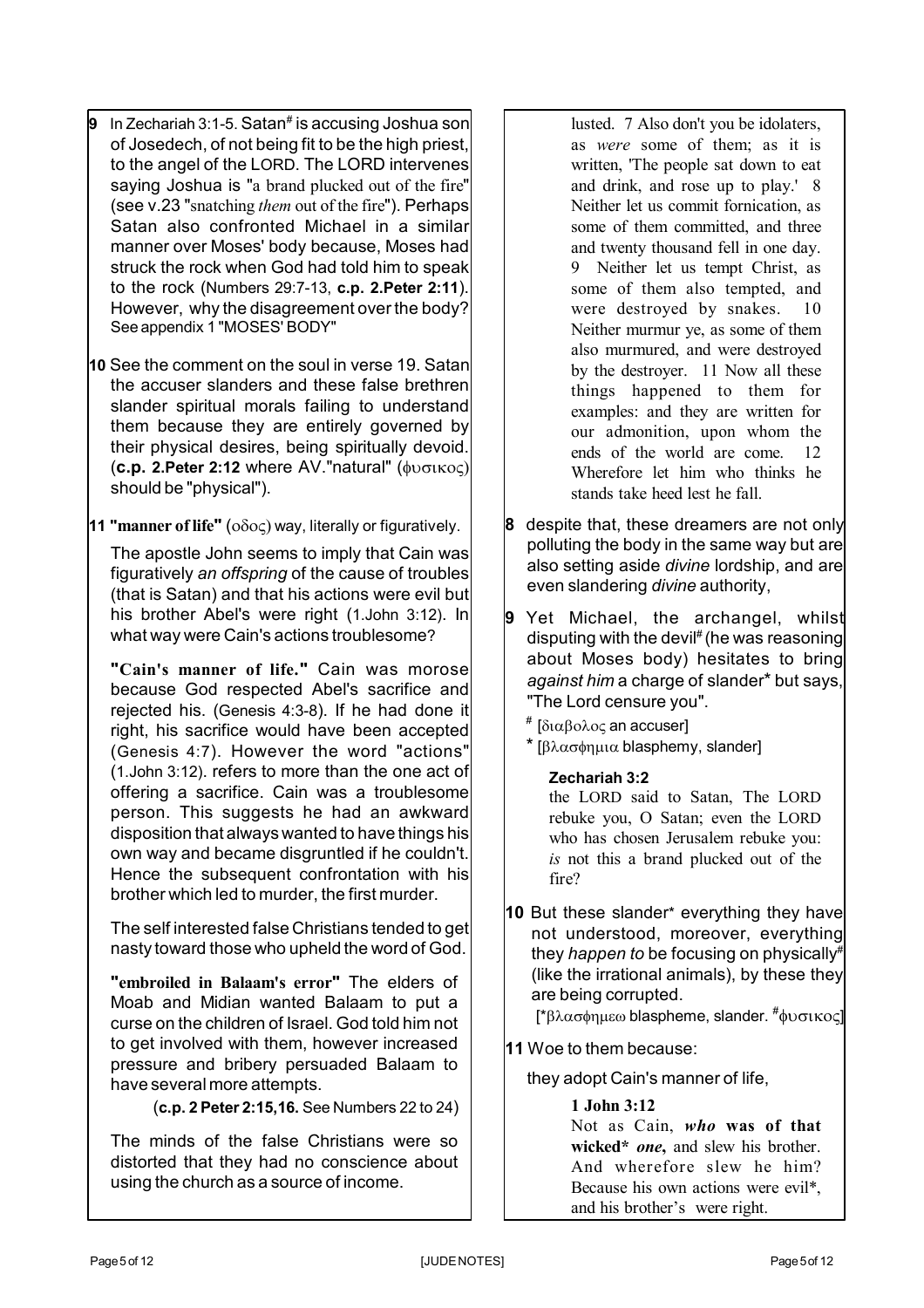**9** In Zechariah 3:1-5. Satan# is accusing Joshua son of Josedech, of not being fit to be the high priest, to the angel of the LORD. The LORD intervenes saying Joshua is "a brand plucked out of the fire" (see v.23 "snatching *them* out of the fire"). Perhaps Satan also confronted Michael in a similar manner over Moses' body because, Moses had struck the rock when God had told him to speak to the rock (Numbers 29:7-13, **c.p. 2.Peter 2:11**). However, why the disagreement over the body? See appendix 1 "MOSES' BODY"

**10** See the comment on the soul in verse 19. Satan the accuser slanders and these false brethren slander spiritual morals failing to understand them because they are entirely governed by their physical desires, being spiritually devoid. (**c.p. 2.Peter 2:12** where AV."natural" (φυσικος) should be "physical").

**11 "manner of life"** (οδος) way, literally or figuratively.

The apostle John seems to imply that Cain was figuratively *an offspring* of the cause of troubles (that is Satan) and that his actions were evil but his brother Abel's were right (1.John 3:12). In what way were Cain's actions troublesome?

**"Cain's manner of life."** Cain was morose because God respected Abel's sacrifice and rejected his. (Genesis 4:3-8). If he had done it right, his sacrifice would have been accepted (Genesis 4:7). However the word "actions" (1.John 3:12). refers to more than the one act of offering a sacrifice. Cain was a troublesome person. This suggests he had an awkward disposition that always wanted to have things his own way and became disgruntled if he couldn't. Hence the subsequent confrontation with his brother which led to murder, the first murder.

The self interested false Christians tended to get nasty toward those who upheld the word of God.

**"embroiled in Balaam's error"** The elders of Moab and Midian wanted Balaam to put a curse on the children of Israel. God told him not to get involved with them, however increased pressure and bribery persuaded Balaam to have several more attempts.

(**c.p. 2 Peter 2:15,16.** See Numbers 22 to 24)

The minds of the false Christians were so distorted that they had no conscience about using the church as a source of income.

> lusted. 7 Also don't you be idolaters, as *were* some of them; as it is written, 'The people sat down to eat and drink, and rose up to play.' 8 Neither let us commit fornication, as some of them committed, and three and twenty thousand fell in one day. 9 Neither let us tempt Christ, as some of them also tempted, and were destroyed by snakes. 10 Neither murmur ye, as some of them also murmured, and were destroyed by the destroyer. 11 Now all these things happened to them for examples: and they are written for our admonition, upon whom the ends of the world are come. 12 Wherefore let him who thinks he stands take heed lest he fall.

**8** despite that, these dreamers are not only polluting the body in the same way but are also setting aside *divine* lordship, and are even slandering *divine* authority,

**9** Yet Michael, the archangel, whilst disputing with the devil# (he was reasoning about Moses body) hesitates to bring *against him* a charge of slander* but says, "The Lord censure you".

# [διαβολος an accuser]
* [βλασφημια blasphemy, slander]

> **Zechariah 3:2**
> the LORD said to Satan, The LORD rebuke you, O Satan; even the LORD who has chosen Jerusalem rebuke you: *is* not this a brand plucked out of the fire?

**10** But these slander* everything they have not understood, moreover, everything they *happen to* be focusing on physically# (like the irrational animals), by these they are being corrupted.

[*βλασφημεω blaspheme, slander. #φυσικος]

**11** Woe to them because:

they adopt Cain's manner of life,

> **1 John 3:12**
> Not as Cain, ***who* was of that wicked* *one***, and slew his brother. And wherefore slew he him? Because his own actions were evil*, and his brother's were right.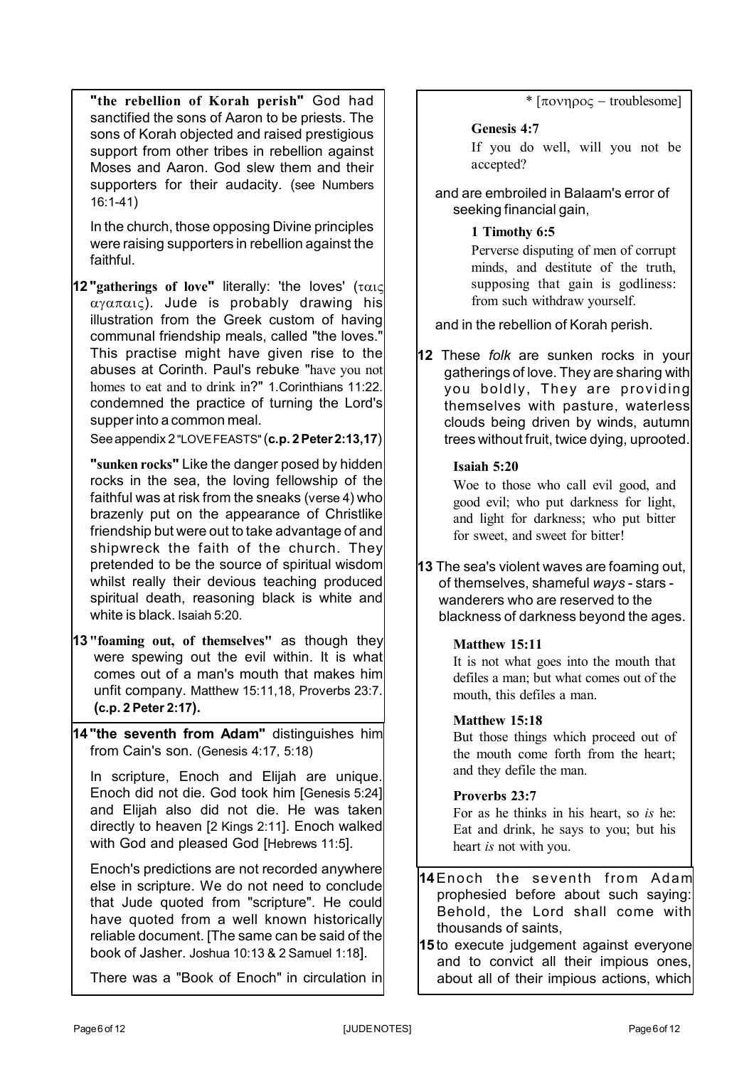**"the rebellion of Korah perish"** God had sanctified the sons of Aaron to be priests. The sons of Korah objected and raised prestigious support from other tribes in rebellion against Moses and Aaron. God slew them and their supporters for their audacity. (see Numbers 16:1-41)

In the church, those opposing Divine principles were raising supporters in rebellion against the faithful.

**12 "gatherings of love"** literally: 'the loves' (ταις αγαπαις). Jude is probably drawing his illustration from the Greek custom of having communal friendship meals, called "the loves." This practise might have given rise to the abuses at Corinth. Paul's rebuke "have you not homes to eat and to drink in?" 1.Corinthians 11:22. condemned the practice of turning the Lord's supper into a common meal.

See appendix 2 "LOVE FEASTS" (**c.p. 2 Peter 2:13,17**)

**"sunken rocks"** Like the danger posed by hidden rocks in the sea, the loving fellowship of the faithful was at risk from the sneaks (verse 4) who brazenly put on the appearance of Christlike friendship but were out to take advantage of and shipwreck the faith of the church. They pretended to be the source of spiritual wisdom whilst really their devious teaching produced spiritual death, reasoning black is white and white is black. Isaiah 5:20.

**13 "foaming out, of themselves"** as though they were spewing out the evil within. It is what comes out of a man's mouth that makes him unfit company. Matthew 15:11,18, Proverbs 23:7. **(c.p. 2 Peter 2:17).**

**14 "the seventh from Adam"** distinguishes him from Cain's son. (Genesis 4:17, 5:18)

In scripture, Enoch and Elijah are unique. Enoch did not die. God took him [Genesis 5:24] and Elijah also did not die. He was taken directly to heaven [2 Kings 2:11]. Enoch walked with God and pleased God [Hebrews 11:5].

Enoch's predictions are not recorded anywhere else in scripture. We do not need to conclude that Jude quoted from "scripture". He could have quoted from a well known historically reliable document. [The same can be said of the book of Jasher. Joshua 10:13 & 2 Samuel 1:18].

There was a "Book of Enoch" in circulation in

---

* [πονηρος – troublesome]

**Genesis 4:7**
If you do well, will you not be accepted?

and are embroiled in Balaam's error of seeking financial gain,

**1 Timothy 6:5**
Perverse disputing of men of corrupt minds, and destitute of the truth, supposing that gain is godliness: from such withdraw yourself.

and in the rebellion of Korah perish.

**12** These *folk* are sunken rocks in your gatherings of love. They are sharing with you boldly, They are providing themselves with pasture, waterless clouds being driven by winds, autumn trees without fruit, twice dying, uprooted.

**Isaiah 5:20**
Woe to those who call evil good, and good evil; who put darkness for light, and light for darkness; who put bitter for sweet, and sweet for bitter!

**13** The sea's violent waves are foaming out, of themselves, shameful *ways* - stars - wanderers who are reserved to the blackness of darkness beyond the ages.

**Matthew 15:11**
It is not what goes into the mouth that defiles a man; but what comes out of the mouth, this defiles a man.

**Matthew 15:18**
But those things which proceed out of the mouth come forth from the heart; and they defile the man.

**Proverbs 23:7**
For as he thinks in his heart, so *is* he: Eat and drink, he says to you; but his heart *is* not with you.

**14** Enoch the seventh from Adam prophesied before about such saying: Behold, the Lord shall come with thousands of saints,

**15** to execute judgement against everyone and to convict all their impious ones, about all of their impious actions, which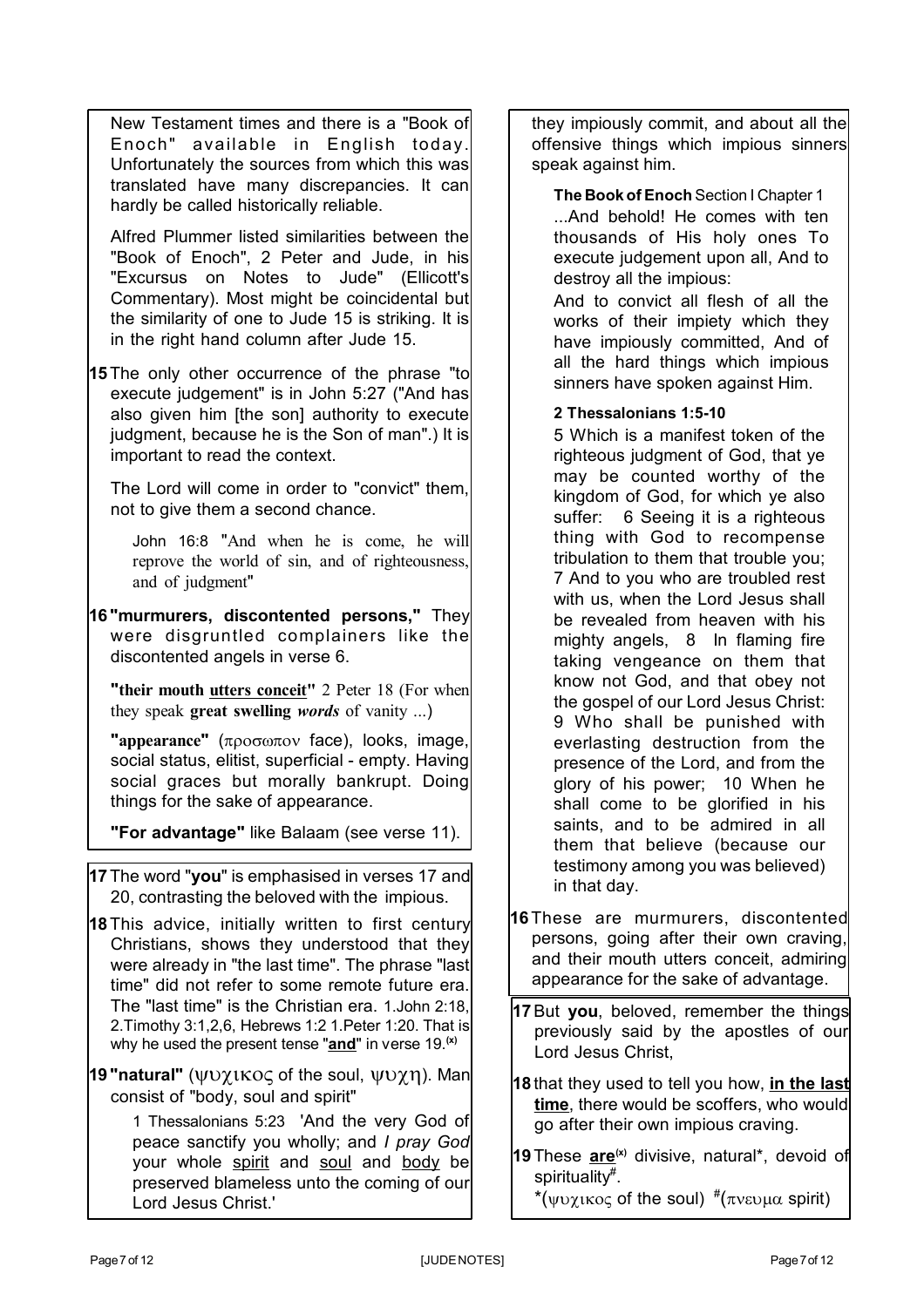New Testament times and there is a "Book of Enoch" available in English today. Unfortunately the sources from which this was translated have many discrepancies. It can hardly be called historically reliable.

Alfred Plummer listed similarities between the "Book of Enoch", 2 Peter and Jude, in his "Excursus on Notes to Jude" (Ellicott's Commentary). Most might be coincidental but the similarity of one to Jude 15 is striking. It is in the right hand column after Jude 15.

**15** The only other occurrence of the phrase "to execute judgement" is in John 5:27 ("And has also given him [the son] authority to execute judgment, because he is the Son of man".) It is important to read the context.

The Lord will come in order to "convict" them, not to give them a second chance.

> John 16:8 "And when he is come, he will reprove the world of sin, and of righteousness, and of judgment"

**16 "murmurers, discontented persons,"** They were disgruntled complainers like the discontented angels in verse 6.

**"their mouth <u>utters conceit</u>"** 2 Peter 18 (For when they speak **great swelling** ***words*** of vanity ...)

**"appearance"** (προσωπον face), looks, image, social status, elitist, superficial - empty. Having social graces but morally bankrupt. Doing things for the sake of appearance.

**"For advantage"** like Balaam (see verse 11).

**17** The word "**you**" is emphasised in verses 17 and 20, contrasting the beloved with the impious.

**18** This advice, initially written to first century Christians, shows they understood that they were already in "the last time". The phrase "last time" did not refer to some remote future era. The "last time" is the Christian era. 1.John 2:18, 2.Timothy 3:1,2,6, Hebrews 1:2 1.Peter 1:20. That is why he used the present tense "**<u>and</u>**" in verse 19.[(x)]

**19 "natural"** (ψυχικος of the soul, ψυχη). Man consist of "body, soul and spirit"

> 1 Thessalonians 5:23 'And the very God of peace sanctify you wholly; and *I pray God* your whole <u>spirit</u> and <u>soul</u> and <u>body</u> be preserved blameless unto the coming of our Lord Jesus Christ.'

they impiously commit, and about all the offensive things which impious sinners speak against him.

> **The Book of Enoch** Section I Chapter 1
> ...And behold! He comes with ten thousands of His holy ones To execute judgement upon all, And to destroy all the impious:
> And to convict all flesh of all the works of their impiety which they have impiously committed, And of all the hard things which impious sinners have spoken against Him.

> **2 Thessalonians 1:5-10**
> 5 Which is a manifest token of the righteous judgment of God, that ye may be counted worthy of the kingdom of God, for which ye also suffer: 6 Seeing it is a righteous thing with God to recompense tribulation to them that trouble you; 7 And to you who are troubled rest with us, when the Lord Jesus shall be revealed from heaven with his mighty angels, 8 In flaming fire taking vengeance on them that know not God, and that obey not the gospel of our Lord Jesus Christ: 9 Who shall be punished with everlasting destruction from the presence of the Lord, and from the glory of his power; 10 When he shall come to be glorified in his saints, and to be admired in all them that believe (because our testimony among you was believed) in that day.

**16** These are murmurers, discontented persons, going after their own craving, and their mouth utters conceit, admiring appearance for the sake of advantage.

**17** But **you**, beloved, remember the things previously said by the apostles of our Lord Jesus Christ,

**18** that they used to tell you how, **<u>in the last time</u>**, there would be scoffers, who would go after their own impious craving.

**19** These **<u>are</u>**[(x)] divisive, natural*, devoid of spirituality#.
*(ψυχικος of the soul) #(πνευμα spirit)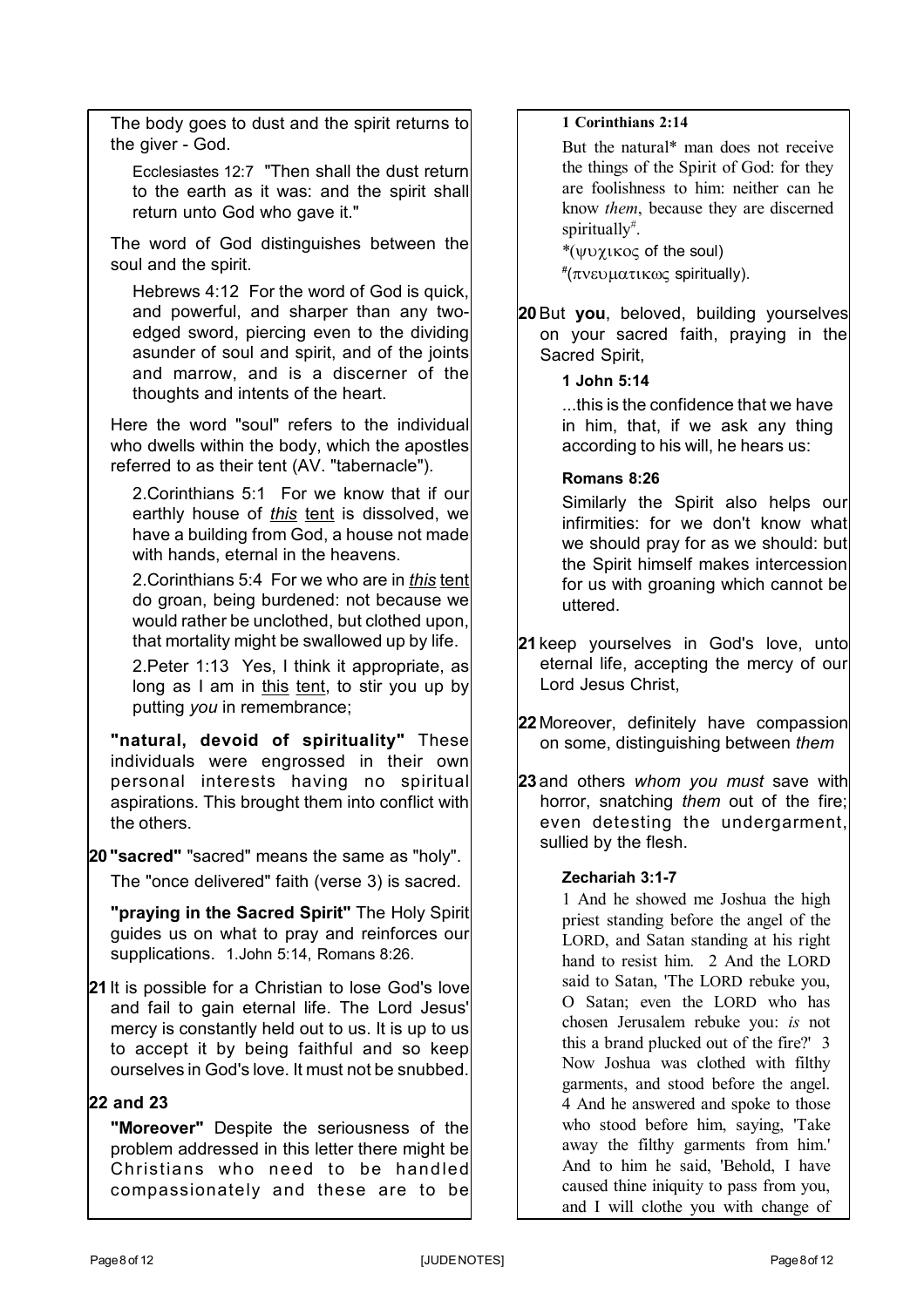The body goes to dust and the spirit returns to the giver - God.

> Ecclesiastes 12:7 "Then shall the dust return to the earth as it was: and the spirit shall return unto God who gave it."

The word of God distinguishes between the soul and the spirit.

> Hebrews 4:12 For the word of God is quick, and powerful, and sharper than any two-edged sword, piercing even to the dividing asunder of soul and spirit, and of the joints and marrow, and is a discerner of the thoughts and intents of the heart.

Here the word "soul" refers to the individual who dwells within the body, which the apostles referred to as their tent (AV. "tabernacle").

> 2.Corinthians 5:1 For we know that if our earthly house of *this* tent is dissolved, we have a building from God, a house not made with hands, eternal in the heavens.
>
> 2.Corinthians 5:4 For we who are in *this* tent do groan, being burdened: not because we would rather be unclothed, but clothed upon, that mortality might be swallowed up by life.
>
> 2.Peter 1:13 Yes, I think it appropriate, as long as I am in this tent, to stir you up by putting *you* in remembrance;

**"natural, devoid of spirituality"** These individuals were engrossed in their own personal interests having no spiritual aspirations. This brought them into conflict with the others.

**20 "sacred"** "sacred" means the same as "holy".

The "once delivered" faith (verse 3) is sacred.

**"praying in the Sacred Spirit"** The Holy Spirit guides us on what to pray and reinforces our supplications. 1.John 5:14, Romans 8:26.

**21** It is possible for a Christian to lose God's love and fail to gain eternal life. The Lord Jesus' mercy is constantly held out to us. It is up to us to accept it by being faithful and so keep ourselves in God's love. It must not be snubbed.

**22 and 23**

**"Moreover"** Despite the seriousness of the problem addressed in this letter there might be Christians who need to be handled compassionately and these are to be

**1 Corinthians 2:14**

> But the natural* man does not receive the things of the Spirit of God: for they are foolishness to him: neither can he know *them*, because they are discerned spiritually#.
>
> *(ψυχικος of the soul)
>
> #(πνευματικως spiritually).

**20** But **you**, beloved, building yourselves on your sacred faith, praying in the Sacred Spirit,

**1 John 5:14**

> ...this is the confidence that we have in him, that, if we ask any thing according to his will, he hears us:

**Romans 8:26**

> Similarly the Spirit also helps our infirmities: for we don't know what we should pray for as we should: but the Spirit himself makes intercession for us with groaning which cannot be uttered.

**21** keep yourselves in God's love, unto eternal life, accepting the mercy of our Lord Jesus Christ,

**22** Moreover, definitely have compassion on some, distinguishing between *them*

**23** and others *whom you must* save with horror, snatching *them* out of the fire; even detesting the undergarment, sullied by the flesh.

**Zechariah 3:1-7**

> 1 And he showed me Joshua the high priest standing before the angel of the LORD, and Satan standing at his right hand to resist him. 2 And the LORD said to Satan, 'The LORD rebuke you, O Satan; even the LORD who has chosen Jerusalem rebuke you: *is* not this a brand plucked out of the fire?' 3 Now Joshua was clothed with filthy garments, and stood before the angel. 4 And he answered and spoke to those who stood before him, saying, 'Take away the filthy garments from him.' And to him he said, 'Behold, I have caused thine iniquity to pass from you, and I will clothe you with change of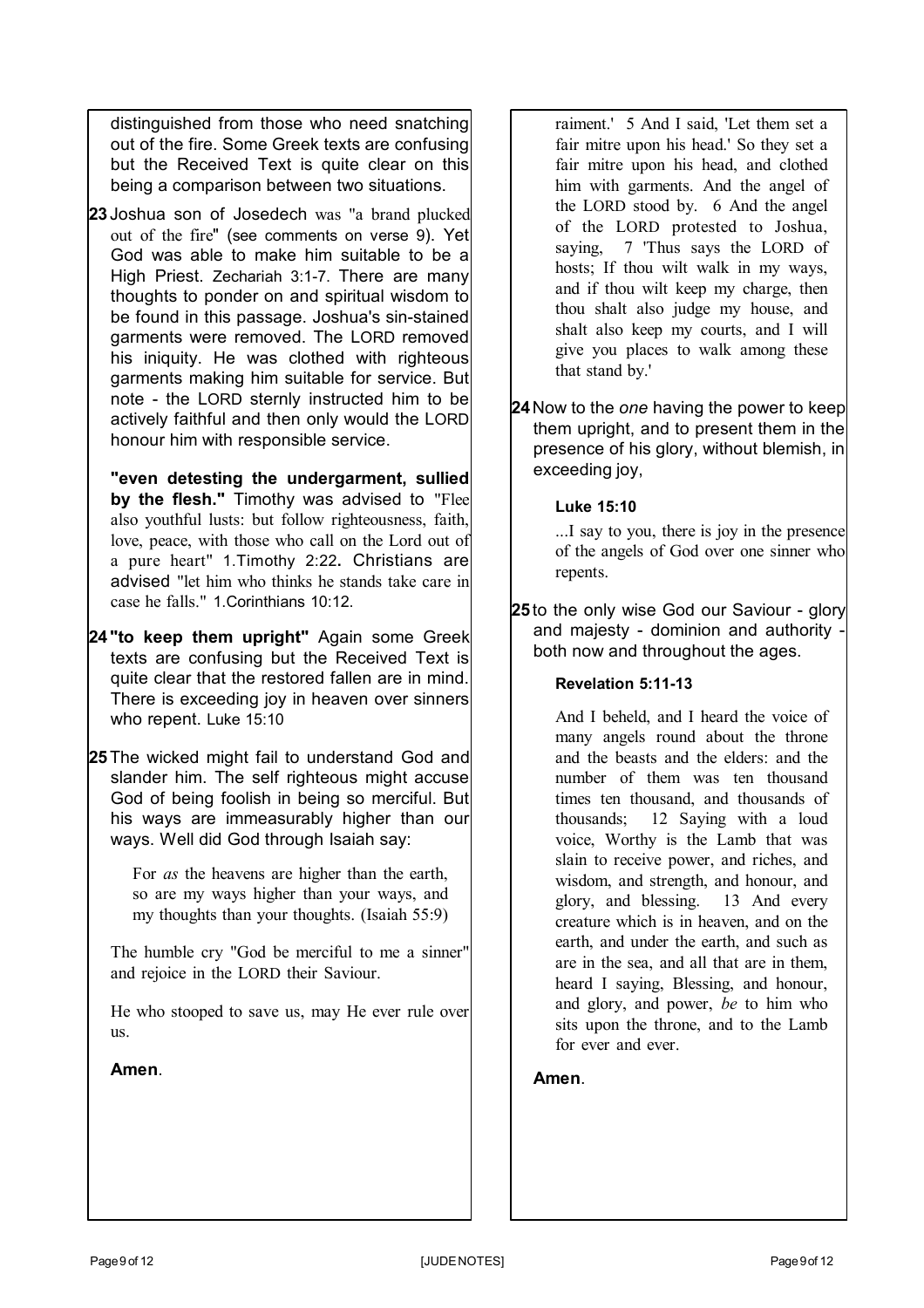distinguished from those who need snatching out of the fire. Some Greek texts are confusing but the Received Text is quite clear on this being a comparison between two situations.

**23** Joshua son of Josedech was "a brand plucked out of the fire" (see comments on verse 9). Yet God was able to make him suitable to be a High Priest. Zechariah 3:1-7. There are many thoughts to ponder on and spiritual wisdom to be found in this passage. Joshua's sin-stained garments were removed. The LORD removed his iniquity. He was clothed with righteous garments making him suitable for service. But note - the LORD sternly instructed him to be actively faithful and then only would the LORD honour him with responsible service.

**"even detesting the undergarment, sullied by the flesh."** Timothy was advised to "Flee also youthful lusts: but follow righteousness, faith, love, peace, with those who call on the Lord out of a pure heart" 1.Timothy 2:22**.** Christians are advised "let him who thinks he stands take care in case he falls." 1.Corinthians 10:12.

**24** **"to keep them upright"** Again some Greek texts are confusing but the Received Text is quite clear that the restored fallen are in mind. There is exceeding joy in heaven over sinners who repent. Luke 15:10

**25** The wicked might fail to understand God and slander him. The self righteous might accuse God of being foolish in being so merciful. But his ways are immeasurably higher than our ways. Well did God through Isaiah say:

> For *as* the heavens are higher than the earth, so are my ways higher than your ways, and my thoughts than your thoughts. (Isaiah 55:9)

The humble cry "God be merciful to me a sinner" and rejoice in the LORD their Saviour.

He who stooped to save us, may He ever rule over us.

**Amen**.

> raiment.' 5 And I said, 'Let them set a fair mitre upon his head.' So they set a fair mitre upon his head, and clothed him with garments. And the angel of the LORD stood by. 6 And the angel of the LORD protested to Joshua, saying, 7 'Thus says the LORD of hosts; If thou wilt walk in my ways, and if thou wilt keep my charge, then thou shalt also judge my house, and shalt also keep my courts, and I will give you places to walk among these that stand by.'

**24** Now to the *one* having the power to keep them upright, and to present them in the presence of his glory, without blemish, in exceeding joy,

**Luke 15:10**

> ...I say to you, there is joy in the presence of the angels of God over one sinner who repents.

**25** to the only wise God our Saviour - glory and majesty - dominion and authority - both now and throughout the ages.

**Revelation 5:11-13**

> And I beheld, and I heard the voice of many angels round about the throne and the beasts and the elders: and the number of them was ten thousand times ten thousand, and thousands of thousands; 12 Saying with a loud voice, Worthy is the Lamb that was slain to receive power, and riches, and wisdom, and strength, and honour, and glory, and blessing. 13 And every creature which is in heaven, and on the earth, and under the earth, and such as are in the sea, and all that are in them, heard I saying, Blessing, and honour, and glory, and power, *be* to him who sits upon the throne, and to the Lamb for ever and ever.

**Amen**.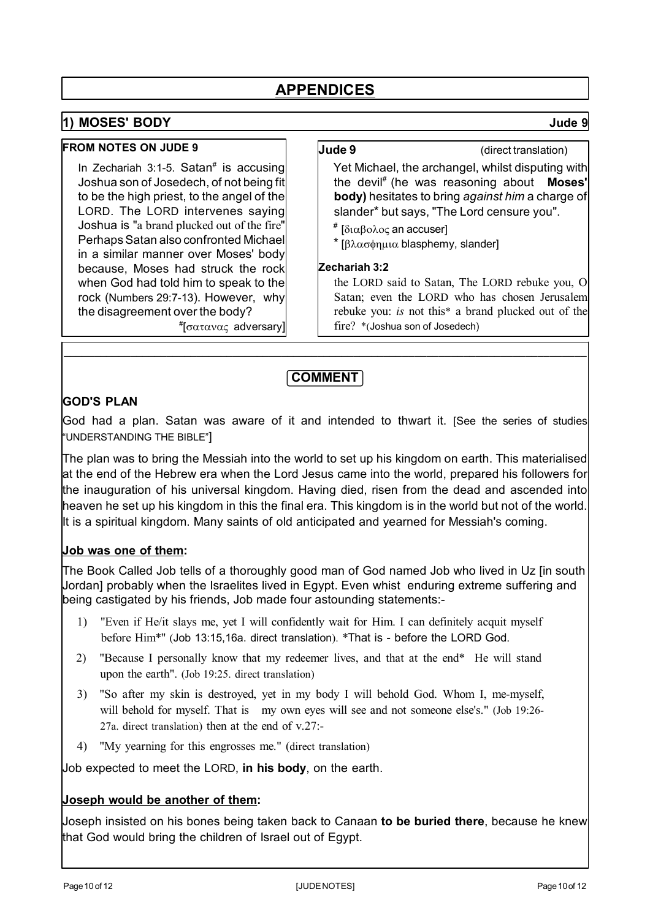# APPENDICES

## 1) MOSES' BODY

Jude 9

### FROM NOTES ON JUDE 9

In Zechariah 3:1-5. Satan[#] is accusing Joshua son of Josedech, of not being fit to be the high priest, to the angel of the LORD. The LORD intervenes saying Joshua is "a brand plucked out of the fire" Perhaps Satan also confronted Michael in a similar manner over Moses' body because, Moses had struck the rock when God had told him to speak to the rock (Numbers 29:7-13). However, why the disagreement over the body?

[#][σατανας adversary]

### Jude 9

(direct translation)

Yet Michael, the archangel, whilst disputing with the devil[#] (he was reasoning about **Moses' body)** hesitates to bring *against him* a charge of slander* but says, "The Lord censure you".

[#] [διαβολος an accuser]

* [βλασφημια blasphemy, slander]

### Zechariah 3:2

the LORD said to Satan, The LORD rebuke you, O Satan; even the LORD who has chosen Jerusalem rebuke you: *is* not this* a brand plucked out of the fire? *(Joshua son of Josedech)

---

## COMMENT

### GOD'S PLAN

God had a plan. Satan was aware of it and intended to thwart it. [See the series of studies "UNDERSTANDING THE BIBLE"]

The plan was to bring the Messiah into the world to set up his kingdom on earth. This materialised at the end of the Hebrew era when the Lord Jesus came into the world, prepared his followers for the inauguration of his universal kingdom. Having died, risen from the dead and ascended into heaven he set up his kingdom in this the final era. This kingdom is in the world but not of the world. It is a spiritual kingdom. Many saints of old anticipated and yearned for Messiah's coming.

### Job was one of them:

The Book Called Job tells of a thoroughly good man of God named Job who lived in Uz [in south Jordan] probably when the Israelites lived in Egypt. Even whist enduring extreme suffering and being castigated by his friends, Job made four astounding statements:-

1) "Even if He/it slays me, yet I will confidently wait for Him. I can definitely acquit myself before Him*" (Job 13:15,16a. direct translation). *That is - before the LORD God.
2) "Because I personally know that my redeemer lives, and that at the end* He will stand upon the earth". (Job 19:25. direct translation)
3) "So after my skin is destroyed, yet in my body I will behold God. Whom I, me-myself, will behold for myself. That is my own eyes will see and not someone else's." (Job 19:26-27a. direct translation) then at the end of v.27:-
4) "My yearning for this engrosses me." (direct translation)

Job expected to meet the LORD, **in his body**, on the earth.

### Joseph would be another of them:

Joseph insisted on his bones being taken back to Canaan **to be buried there**, because he knew that God would bring the children of Israel out of Egypt.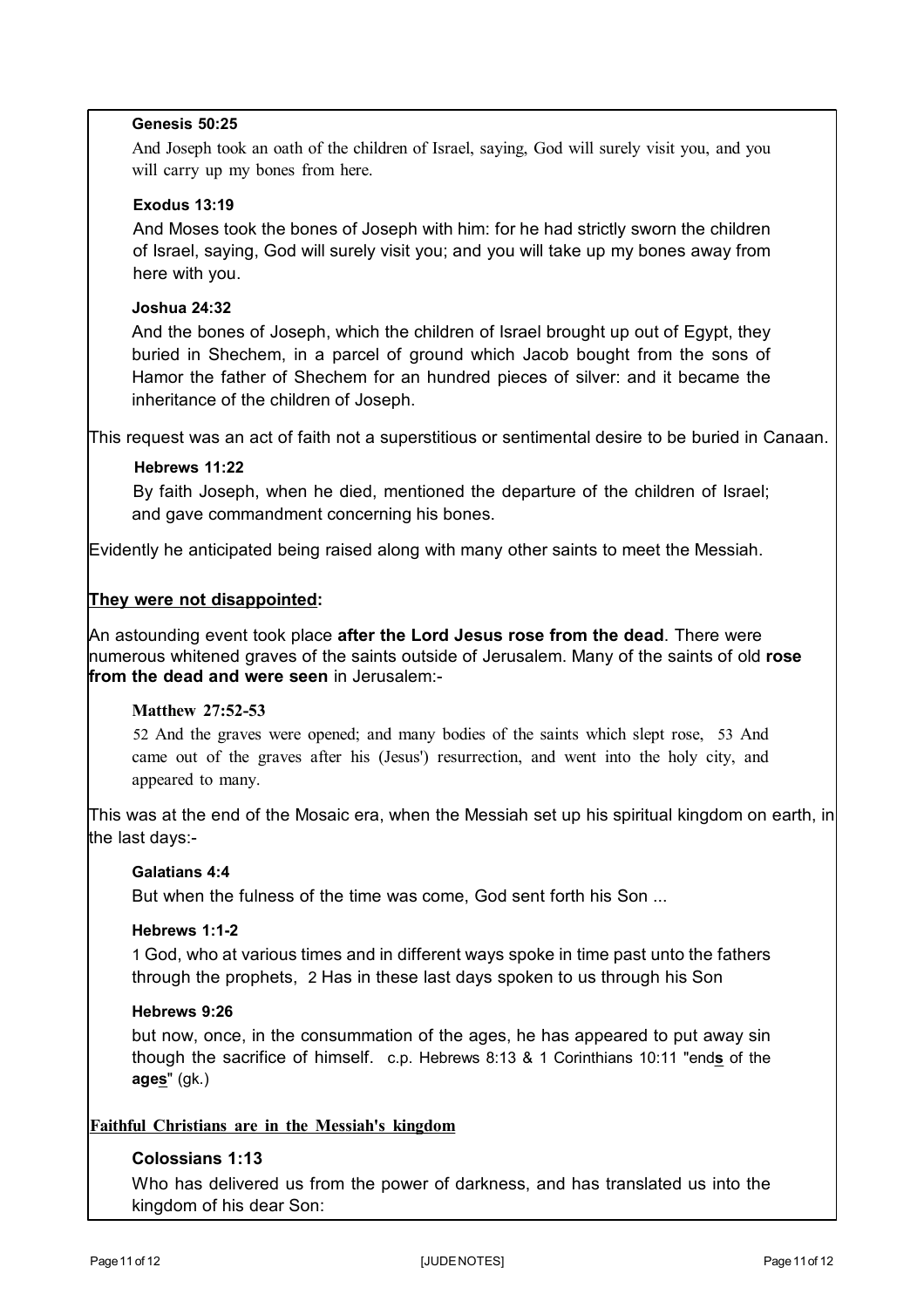**Genesis 50:25**

And Joseph took an oath of the children of Israel, saying, God will surely visit you, and you will carry up my bones from here.

**Exodus 13:19**

And Moses took the bones of Joseph with him: for he had strictly sworn the children of Israel, saying, God will surely visit you; and you will take up my bones away from here with you.

**Joshua 24:32**

And the bones of Joseph, which the children of Israel brought up out of Egypt, they buried in Shechem, in a parcel of ground which Jacob bought from the sons of Hamor the father of Shechem for an hundred pieces of silver: and it became the inheritance of the children of Joseph.

This request was an act of faith not a superstitious or sentimental desire to be buried in Canaan.

**Hebrews 11:22**

By faith Joseph, when he died, mentioned the departure of the children of Israel; and gave commandment concerning his bones.

Evidently he anticipated being raised along with many other saints to meet the Messiah.

**<u>They were not disappointed</u>:**

An astounding event took place **after the Lord Jesus rose from the dead**. There were numerous whitened graves of the saints outside of Jerusalem. Many of the saints of old **rose from the dead and were seen** in Jerusalem:-

**Matthew 27:52-53**

52 And the graves were opened; and many bodies of the saints which slept rose, 53 And came out of the graves after his (Jesus') resurrection, and went into the holy city, and appeared to many.

This was at the end of the Mosaic era, when the Messiah set up his spiritual kingdom on earth, in the last days:-

**Galatians 4:4**

But when the fulness of the time was come, God sent forth his Son ...

**Hebrews 1:1-2**

1 God, who at various times and in different ways spoke in time past unto the fathers through the prophets, 2 Has in these last days spoken to us through his Son

**Hebrews 9:26**

but now, once, in the consummation of the ages, he has appeared to put away sin though the sacrifice of himself. c.p. Hebrews 8:13 & 1 Corinthians 10:11 "end**<u>s</u>** of the **age<u>s</u>**" (gk.)

**<u>Faithful Christians are in the Messiah's kingdom</u>**

**Colossians 1:13**

Who has delivered us from the power of darkness, and has translated us into the kingdom of his dear Son: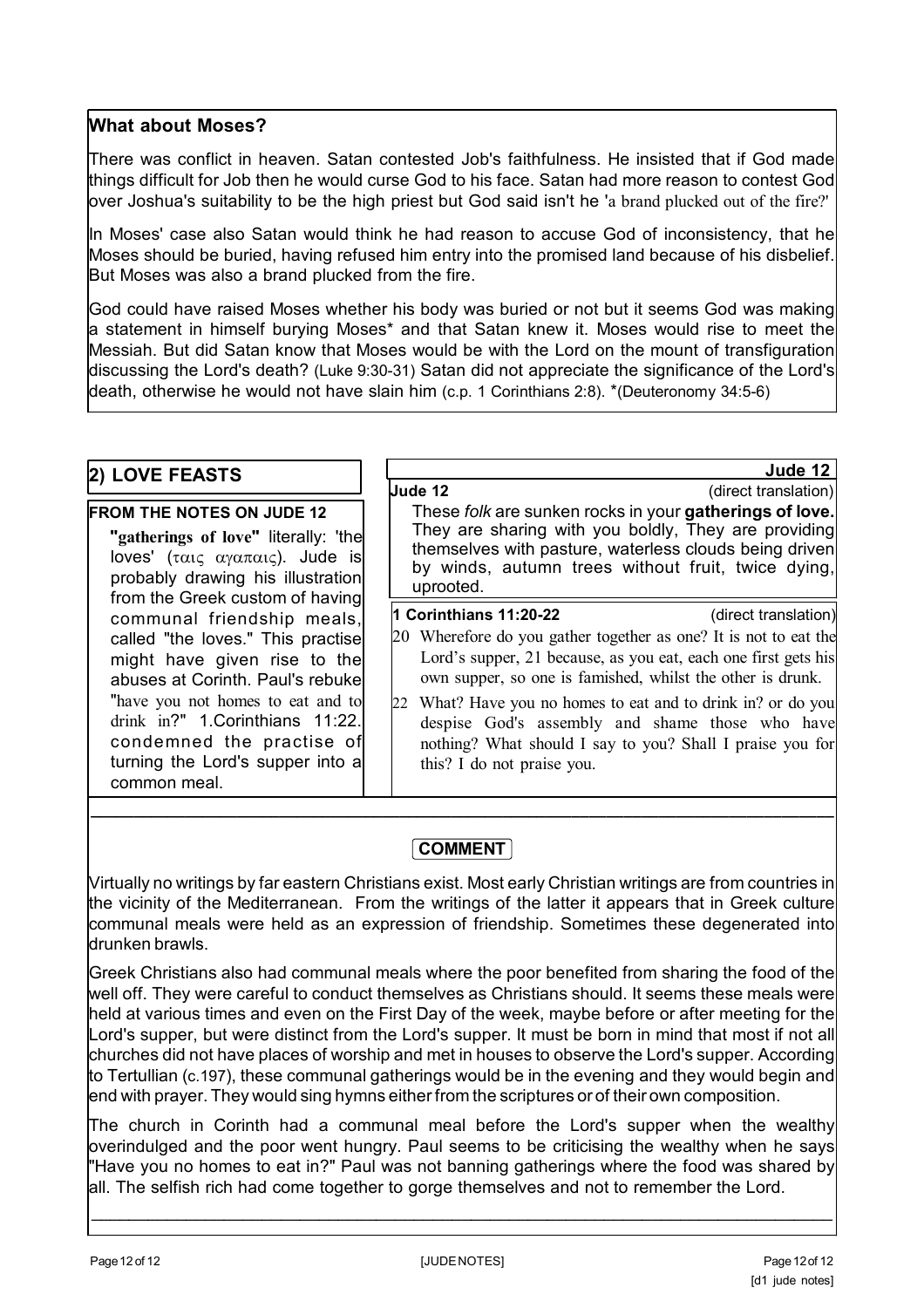## What about Moses?

There was conflict in heaven. Satan contested Job's faithfulness. He insisted that if God made things difficult for Job then he would curse God to his face. Satan had more reason to contest God over Joshua's suitability to be the high priest but God said isn't he 'a brand plucked out of the fire?'

In Moses' case also Satan would think he had reason to accuse God of inconsistency, that he Moses should be buried, having refused him entry into the promised land because of his disbelief. But Moses was also a brand plucked from the fire.

God could have raised Moses whether his body was buried or not but it seems God was making a statement in himself burying Moses* and that Satan knew it. Moses would rise to meet the Messiah. But did Satan know that Moses would be with the Lord on the mount of transfiguration discussing the Lord's death? (Luke 9:30-31) Satan did not appreciate the significance of the Lord's death, otherwise he would not have slain him (c.p. 1 Corinthians 2:8). *(Deuteronomy 34:5-6)

## 2) LOVE FEASTS

**Jude 12**

**Jude 12** (direct translation)

These *folk* are sunken rocks in your **gatherings of love.** They are sharing with you boldly, They are providing themselves with pasture, waterless clouds being driven by winds, autumn trees without fruit, twice dying, uprooted.

**FROM THE NOTES ON JUDE 12**

**"gatherings of love"** literally: 'the loves' (ταις αγαπαις). Jude is probably drawing his illustration from the Greek custom of having communal friendship meals, called "the loves." This practise might have given rise to the abuses at Corinth. Paul's rebuke "have you not homes to eat and to drink in?" 1.Corinthians 11:22. condemned the practise of turning the Lord's supper into a common meal.

**1 Corinthians 11:20-22** (direct translation)

20 Wherefore do you gather together as one? It is not to eat the Lord's supper, 21 because, as you eat, each one first gets his own supper, so one is famished, whilst the other is drunk.

22 What? Have you no homes to eat and to drink in? or do you despise God's assembly and shame those who have nothing? What should I say to you? Shall I praise you for this? I do not praise you.

### COMMENT

Virtually no writings by far eastern Christians exist. Most early Christian writings are from countries in the vicinity of the Mediterranean. From the writings of the latter it appears that in Greek culture communal meals were held as an expression of friendship. Sometimes these degenerated into drunken brawls.

Greek Christians also had communal meals where the poor benefited from sharing the food of the well off. They were careful to conduct themselves as Christians should. It seems these meals were held at various times and even on the First Day of the week, maybe before or after meeting for the Lord's supper, but were distinct from the Lord's supper. It must be born in mind that most if not all churches did not have places of worship and met in houses to observe the Lord's supper. According to Tertullian (c.197), these communal gatherings would be in the evening and they would begin and end with prayer. They would sing hymns either from the scriptures or of their own composition.

The church in Corinth had a communal meal before the Lord's supper when the wealthy overindulged and the poor went hungry. Paul seems to be criticising the wealthy when he says "Have you no homes to eat in?" Paul was not banning gatherings where the food was shared by all. The selfish rich had come together to gorge themselves and not to remember the Lord.